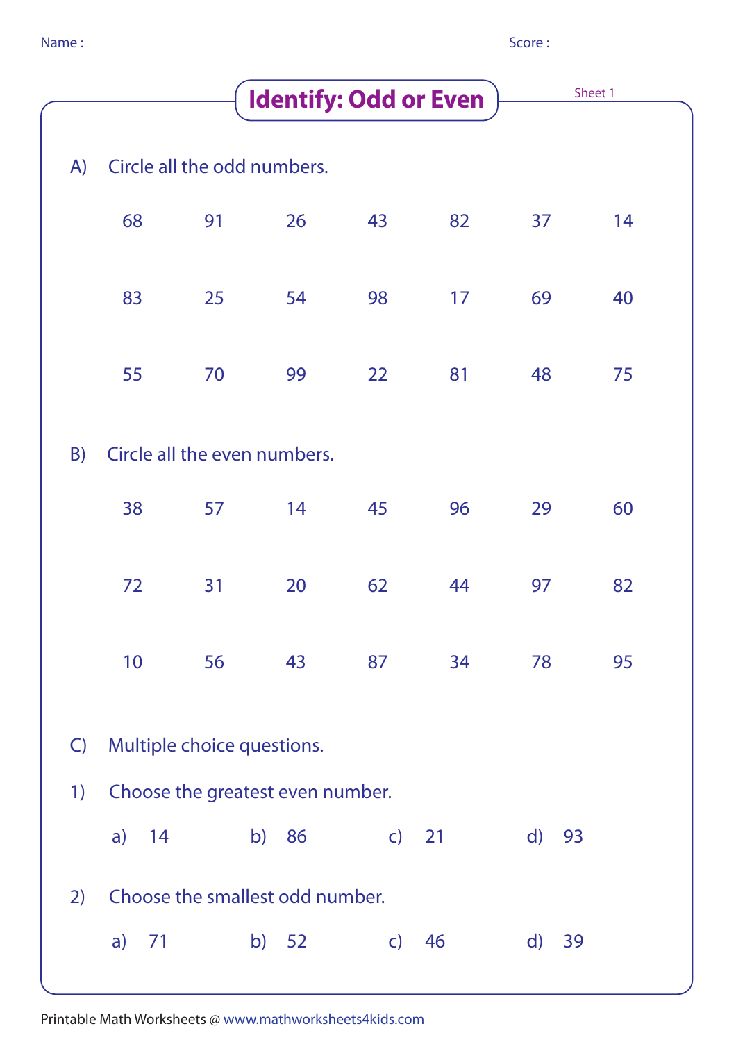Name : ____________________ Score : ________________

# Identify: Odd or Even

Sheet 1

A) Circle all the odd numbers.

| | | | | | | |
|---|---|---|---|---|---|---|
| 68 | 91 | 26 | 43 | 82 | 37 | 14 |
| 83 | 25 | 54 | 98 | 17 | 69 | 40 |
| 55 | 70 | 99 | 22 | 81 | 48 | 75 |

B) Circle all the even numbers.

| | | | | | | |
|---|---|---|---|---|---|---|
| 38 | 57 | 14 | 45 | 96 | 29 | 60 |
| 72 | 31 | 20 | 62 | 44 | 97 | 82 |
| 10 | 56 | 43 | 87 | 34 | 78 | 95 |

C) Multiple choice questions.

1) Choose the greatest even number.

a) 14 b) 86 c) 21 d) 93

2) Choose the smallest odd number.

a) 71 b) 52 c) 46 d) 39

Printable Math Worksheets @ www.mathworksheets4kids.com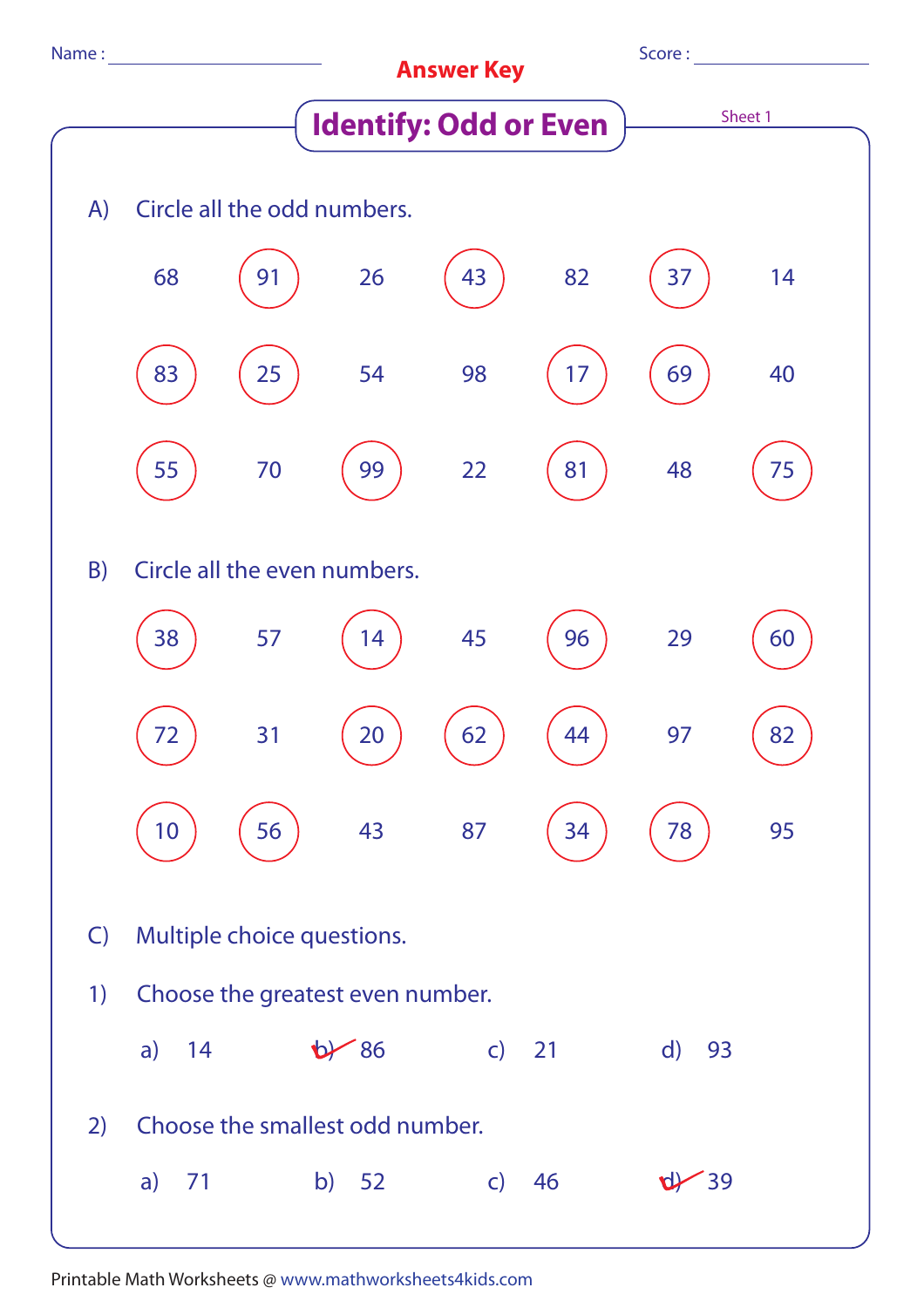Name : ____________________ **Answer Key** Score : ____________________

# Identify: Odd or Even

Sheet 1

A) Circle all the odd numbers.

| | | | | | | |
|---|---|---|---|---|---|---|
| 68 | (91) | 26 | (43) | 82 | (37) | 14 |
| (83) | (25) | 54 | 98 | (17) | (69) | 40 |
| (55) | 70 | (99) | 22 | (81) | 48 | (75) |

B) Circle all the even numbers.

| | | | | | | |
|---|---|---|---|---|---|---|
| (38) | 57 | (14) | 45 | (96) | 29 | (60) |
| (72) | 31 | (20) | (62) | (44) | 97 | (82) |
| (10) | (56) | 43 | 87 | (34) | (78) | 95 |

C) Multiple choice questions.

1) Choose the greatest even number.

a) 14 b) 86 ✓ c) 21 d) 93

2) Choose the smallest odd number.

a) 71 b) 52 c) 46 d) 39 ✓

Printable Math Worksheets @ www.mathworksheets4kids.com